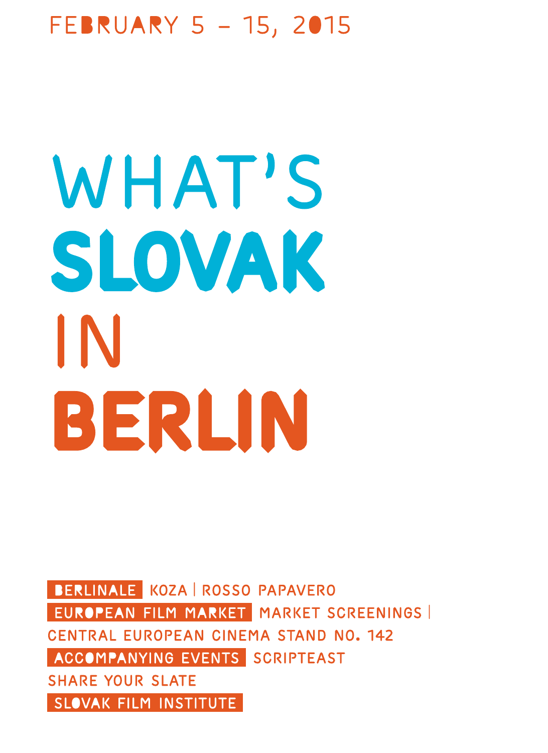FEBRUARY 5 – 15, 2015

# WHAT'S SLOVAK IN BERLIN

**BERLINALE** KOZA | ROSSO PAPAVERO

**EUROPEAN FILM MARKET** MARKET SCREENINGS | CENTRAL EUROPEAN CINEMA STAND NO. 142

**ACCOMPANYING EVENTS** SCRIPTEAST SHARE YOUR SLATE

**SLOVAK FILM INSTITUTE**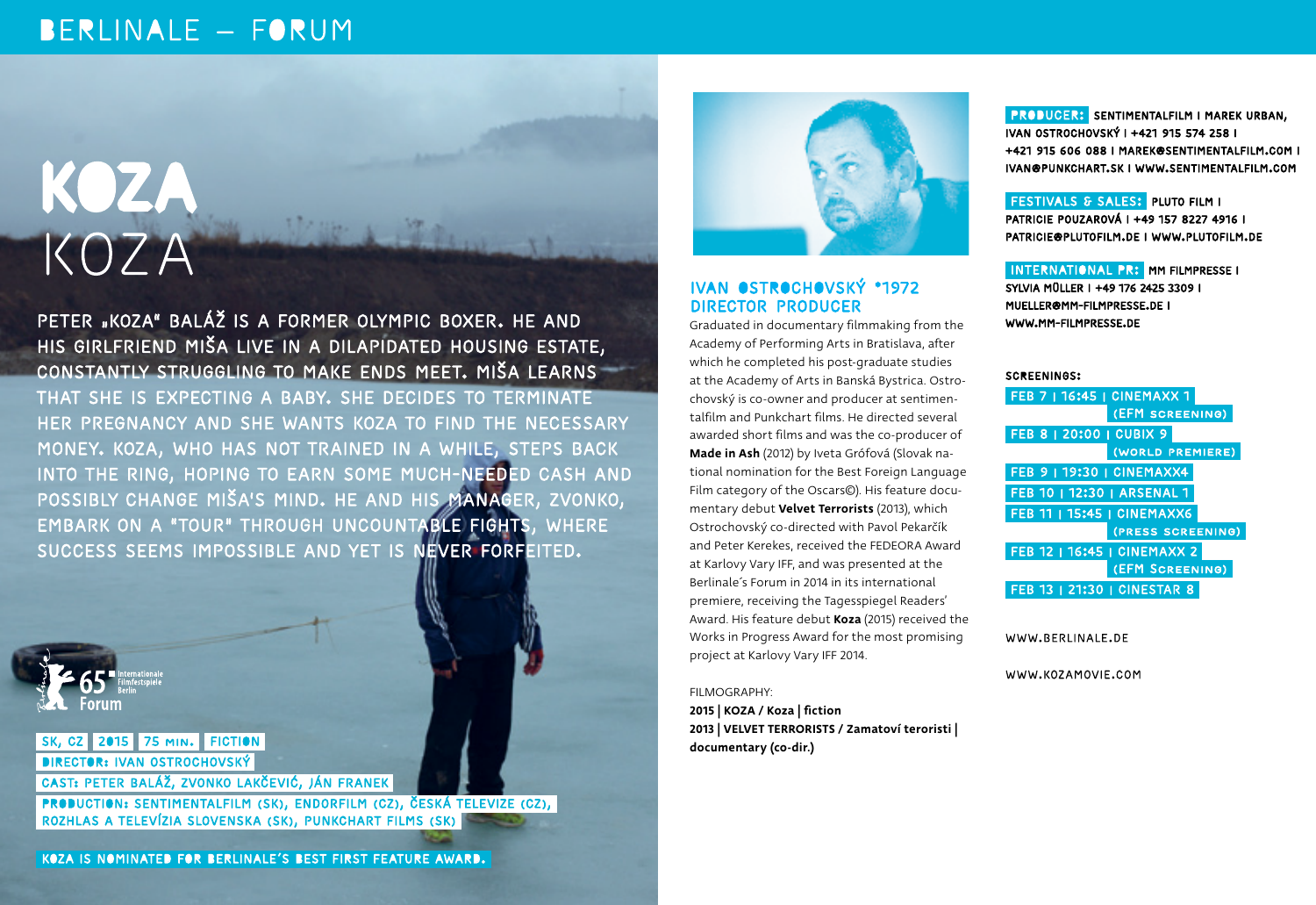# KOZA

## KOZA

PETER „KOZA" BALÁŽ IS A FORMER OLYMPIC BOXER. HE AND HIS GIRLFRIEND MIŠA LIVE IN A DILAPIDATED HOUSING ESTATE, CONSTANTLY STRUGGLING TO MAKE ENDS MEET. MIŠA LEARNS THAT SHE IS EXPECTING A BABY. SHE DECIDES TO TERMINATE HER PREGNANCY AND SHE WANTS KOZA TO FIND THE NECESSARY MONEY. KOZA, WHO HAS NOT TRAINED IN A WHILE, STEPS BACK INTO THE RING, HOPING TO EARN SOME MUCH-NEEDED CASH AND POSSIBLY CHANGE MIŠA'S MIND. HE AND HIS MANAGER, ZVONKO, EMBARK ON A "TOUR" THROUGH UNCOUNTABLE FIGHTS, WHERE SUCCESS SEEMS IMPOSSIBLE AND YET IS NEVER FORFEITED.

65 Internationale Filmfestspiele Berlin Forum

SK, CZ | 2015 | 75 MIN. | FICTION

DIRECTOR: IVAN OSTROCHOVSKÝ

CAST: PETER BALÁŽ, ZVONKO LAKČEVIĆ, JÁN FRANEK

PRODUCTION: SENTIMENTALFILM (SK), ENDORFILM (CZ), ČESKÁ TELEVIZE (CZ), ROZHLAS A TELEVÍZIA SLOVENSKA (SK), PUNKCHART FILMS (SK)

KOZA IS NOMINATED FOR BERLINALE'S BEST FIRST FEATURE AWARD.

### IVAN OSTROCHOVSKÝ *1972
### DIRECTOR PRODUCER

Graduated in documentary filmmaking from the Academy of Performing Arts in Bratislava, after which he completed his post-graduate studies at the Academy of Arts in Banská Bystrica. Ostrochovský is co-owner and producer at sentimentalfilm and Punkchart films. He directed several awarded short films and was the co-producer of **Made in Ash** (2012) by Iveta Grófová (Slovak national nomination for the Best Foreign Language Film category of the Oscars©). His feature documentary debut **Velvet Terrorists** (2013), which Ostrochovský co-directed with Pavol Pekarčík and Peter Kerekes, received the FEDEORA Award at Karlovy Vary IFF, and was presented at the Berlinale´s Forum in 2014 in its international premiere, receiving the Tagesspiegel Readers' Award. His feature debut **Koza** (2015) received the Works in Progress Award for the most promising project at Karlovy Vary IFF 2014.

FILMOGRAPHY:

**2015 | KOZA / Koza | fiction**

**2013 | VELVET TERRORISTS / Zamatoví teroristi | documentary (co-dir.)**

**PRODUCER:** SENTIMENTALFILM I MAREK URBAN, IVAN OSTROCHOVSKÝ I +421 915 574 258 I +421 915 606 088 I MAREK@SENTIMENTALFILM.COM I IVAN@PUNKCHART.SK I WWW.SENTIMENTALFILM.COM

**FESTIVALS & SALES:** PLUTO FILM I PATRICIE POUZAROVÁ I +49 157 8227 4916 I PATRICIE@PLUTOFILM.DE I WWW.PLUTOFILM.DE

**INTERNATIONAL PR:** MM FILMPRESSE I SYLVIA MÜLLER I +49 176 2425 3309 I MUELLER@MM-FILMPRESSE.DE I WWW.MM-FILMPRESSE.DE

**SCREENINGS:**

- FEB 7 | 16:45 | CINEMAXX 1 (EFM SCREENING)
- FEB 8 | 20:00 | CUBIX 9 (WORLD PREMIERE)
- FEB 9 | 19:30 | CINEMAXX4
- FEB 10 | 12:30 | ARSENAL 1
- FEB 11 | 15:45 | CINEMAXX6 (PRESS SCREENING)
- FEB 12 | 16:45 | CINEMAXX 2 (EFM SCREENING)
- FEB 13 | 21:30 | CINESTAR 8

WWW.BERLINALE.DE

WWW.KOZAMOVIE.COM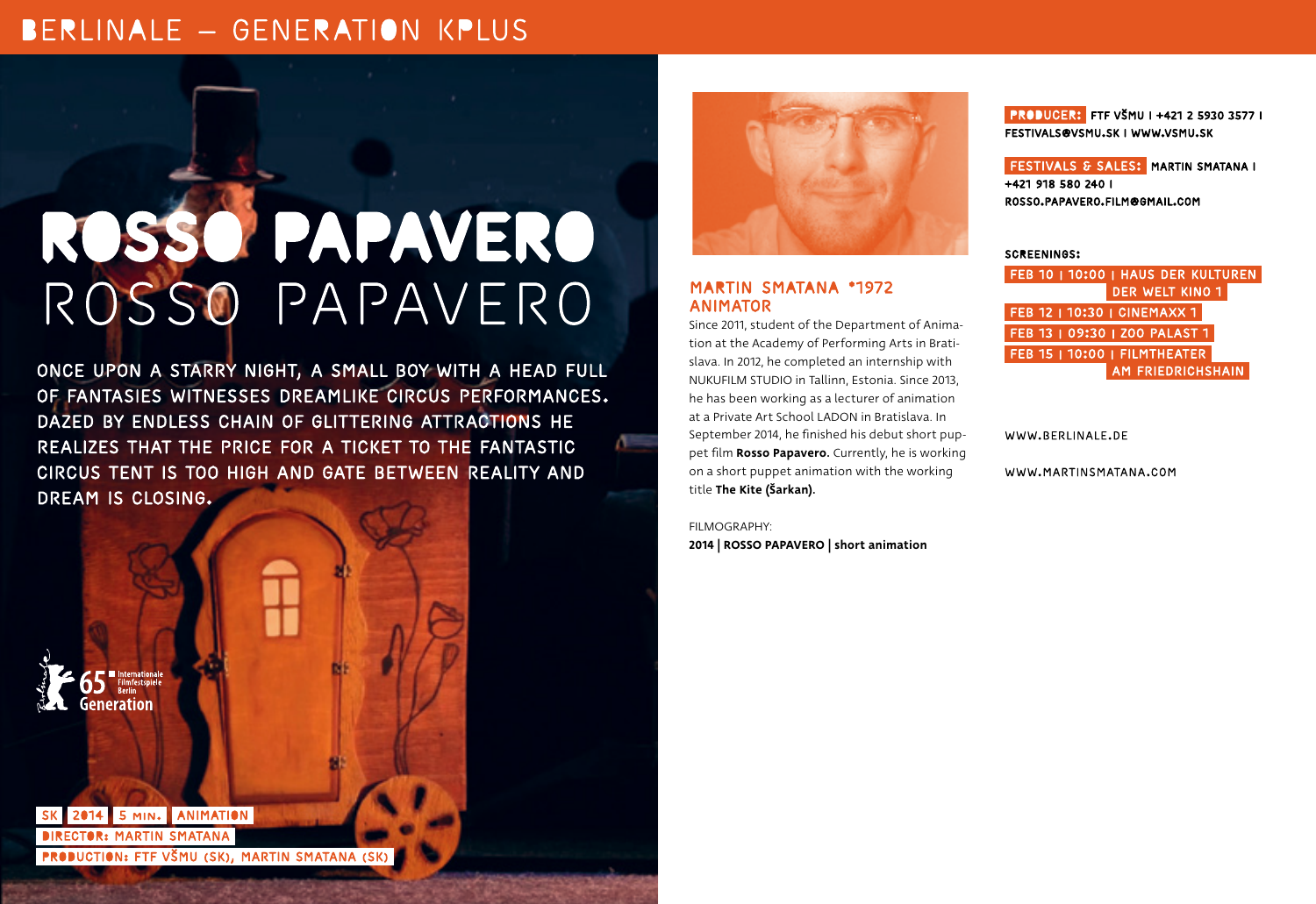# ROSSO PAPAVERO
## ROSSO PAPAVERO

ONCE UPON A STARRY NIGHT, A SMALL BOY WITH A HEAD FULL OF FANTASIES WITNESSES DREAMLIKE CIRCUS PERFORMANCES. DAZED BY ENDLESS CHAIN OF GLITTERING ATTRACTIONS HE REALIZES THAT THE PRICE FOR A TICKET TO THE FANTASTIC CIRCUS TENT IS TOO HIGH AND GATE BETWEEN REALITY AND DREAM IS CLOSING.

SK | 2014 | 5 MIN. | ANIMATION

DIRECTOR: MARTIN SMATANA

PRODUCTION: FTF VŠMU (SK), MARTIN SMATANA (SK)

### MARTIN SMATANA *1972
### ANIMATOR

Since 2011, student of the Department of Animation at the Academy of Performing Arts in Bratislava. In 2012, he completed an internship with NUKUFILM STUDIO in Tallinn, Estonia. Since 2013, he has been working as a lecturer of animation at a Private Art School LADON in Bratislava. In September 2014, he finished his debut short puppet film **Rosso Papavero.** Currently, he is working on a short puppet animation with the working title **The Kite (Šarkan).**

FILMOGRAPHY:
**2014 | ROSSO PAPAVERO | short animation**

**PRODUCER:** FTF VŠMU | +421 2 5930 3577 | FESTIVALS@VSMU.SK | WWW.VSMU.SK

**FESTIVALS & SALES:** MARTIN SMATANA | +421 918 580 240 | ROSSO.PAPAVERO.FILM@GMAIL.COM

**SCREENINGS:**
- FEB 10 | 10:00 | HAUS DER KULTUREN DER WELT KINO 1
- FEB 12 | 10:30 | CINEMAXX 1
- FEB 13 | 09:30 | ZOO PALAST 1
- FEB 15 | 10:00 | FILMTHEATER AM FRIEDRICHSHAIN

WWW.BERLINALE.DE

WWW.MARTINSMATANA.COM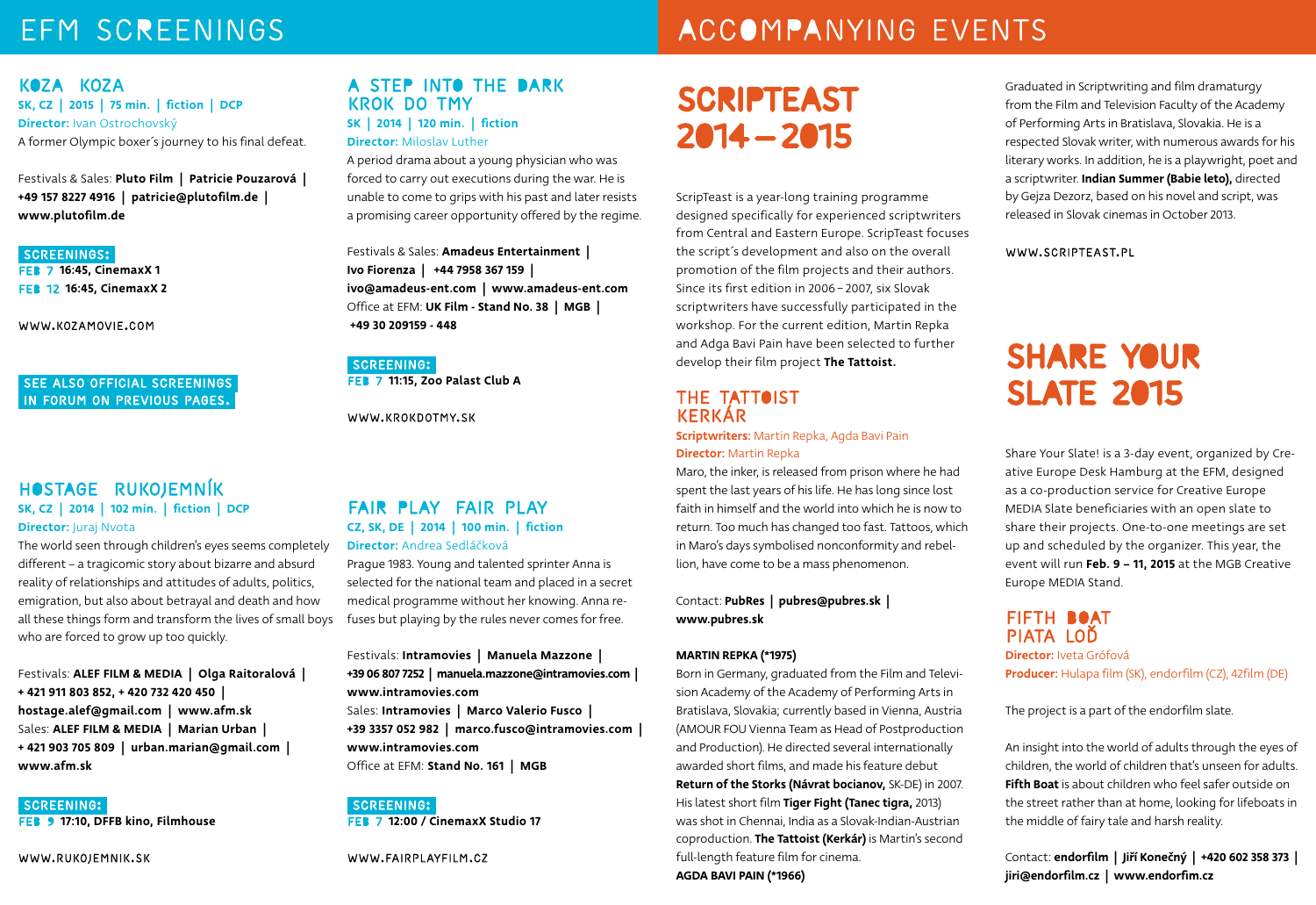# EFM SCREENINGS

## KOZA KOZA

**SK, CZ | 2015 | 75 min. | fiction | DCP**
**Director:** Ivan Ostrochovský

A former Olympic boxer´s journey to his final defeat.

Festivals & Sales: **Pluto Film | Patricie Pouzarová | +49 157 8227 4916 | patricie@plutofilm.de | www.plutofilm.de**

**SCREENINGS:**
FEB 7 **16:45, CinemaxX 1**
FEB 12 **16:45, CinemaxX 2**

WWW.KOZAMOVIE.COM

SEE ALSO OFFICIAL SCREENINGS IN FORUM ON PREVIOUS PAGES.

## HOSTAGE RUKOJEMNÍK

**SK, CZ | 2014 | 102 min. | fiction | DCP**
**Director:** Juraj Nvota

The world seen through children's eyes seems completely different – a tragicomic story about bizarre and absurd reality of relationships and attitudes of adults, politics, emigration, but also about betrayal and death and how all these things form and transform the lives of small boys who are forced to grow up too quickly.

Festivals: **ALEF FILM & MEDIA | Olga Raitoralová | + 421 911 803 852, + 420 732 420 450 | hostage.alef@gmail.com | www.afm.sk**
Sales: **ALEF FILM & MEDIA | Marian Urban | + 421 903 705 809 | urban.marian@gmail.com | www.afm.sk**

**SCREENING:**
FEB 9 **17:10, DFFB kino, Filmhouse**

WWW.RUKOJEMNIK.SK

## A STEP INTO THE DARK KROK DO TMY

**SK | 2014 | 120 min. | fiction**
**Director:** Miloslav Luther

A period drama about a young physician who was forced to carry out executions during the war. He is unable to come to grips with his past and later resists a promising career opportunity offered by the regime.

Festivals & Sales: **Amadeus Entertainment | Ivo Fiorenza | +44 7958 367 159 | ivo@amadeus-ent.com | www.amadeus-ent.com**
Office at EFM: **UK Film - Stand No. 38 | MGB | +49 30 209159 - 448**

**SCREENING:**
FEB 7 **11:15, Zoo Palast Club A**

WWW.KROKDOTMY.SK

## FAIR PLAY FAIR PLAY

**CZ, SK, DE | 2014 | 100 min. | fiction**
**Director:** Andrea Sedláčková

Prague 1983. Young and talented sprinter Anna is selected for the national team and placed in a secret medical programme without her knowing. Anna refuses but playing by the rules never comes for free.

Festivals: **Intramovies | Manuela Mazzone | +39 06 807 7252 | manuela.mazzone@intramovies.com | www.intramovies.com**
Sales: **Intramovies | Marco Valerio Fusco | +39 3357 052 982 | marco.fusco@intramovies.com | www.intramovies.com**
Office at EFM: **Stand No. 161 | MGB**

**SCREENING:**
FEB 7 **12:00 / CinemaxX Studio 17**

WWW.FAIRPLAYFILM.CZ

# ACCOMPANYING EVENTS

## SCRIPTEAST 2014 – 2015

ScripTeast is a year-long training programme designed specifically for experienced scriptwriters from Central and Eastern Europe. ScripTeast focuses the script´s development and also on the overall promotion of the film projects and their authors. Since its first edition in 2006 – 2007, six Slovak scriptwriters have successfully participated in the workshop. For the current edition, Martin Repka and Adga Bavi Pain have been selected to further develop their film project **The Tattoist.**

### THE TATTOIST KERKÁR

**Scriptwriters:** Martin Repka, Agda Bavi Pain
**Director:** Martin Repka

Maro, the inker, is released from prison where he had spent the last years of his life. He has long since lost faith in himself and the world into which he is now to return. Too much has changed too fast. Tattoos, which in Maro's days symbolised nonconformity and rebellion, have come to be a mass phenomenon.

Contact: **PubRes | pubres@pubres.sk | www.pubres.sk**

**MARTIN REPKA (*1975)**

Born in Germany, graduated from the Film and Television Academy of the Academy of Performing Arts in Bratislava, Slovakia; currently based in Vienna, Austria (AMOUR FOU Vienna Team as Head of Postproduction and Production). He directed several internationally awarded short films, and made his feature debut **Return of the Storks (Návrat bocianov,** SK-DE) in 2007. His latest short film **Tiger Fight (Tanec tigra,** 2013) was shot in Chennai, India as a Slovak-Indian-Austrian coproduction. **The Tattoist (Kerkár)** is Martin's second full-length feature film for cinema.

**AGDA BAVI PAIN (*1966)**

Graduated in Scriptwriting and film dramaturgy from the Film and Television Faculty of the Academy of Performing Arts in Bratislava, Slovakia. He is a respected Slovak writer, with numerous awards for his literary works. In addition, he is a playwright, poet and a scriptwriter. **Indian Summer (Babie leto),** directed by Gejza Dezorz, based on his novel and script, was released in Slovak cinemas in October 2013.

WWW.SCRIPTEAST.PL

## SHARE YOUR SLATE 2015

Share Your Slate! is a 3-day event, organized by Creative Europe Desk Hamburg at the EFM, designed as a co-production service for Creative Europe MEDIA Slate beneficiaries with an open slate to share their projects. One-to-one meetings are set up and scheduled by the organizer. This year, the event will run **Feb. 9 – 11, 2015** at the MGB Creative Europe MEDIA Stand.

### FIFTH BOAT PIATA LOĎ

**Director:** Iveta Grófová
**Producer:** Hulapa film (SK), endorfilm (CZ), 42film (DE)

The project is a part of the endorfilm slate.

An insight into the world of adults through the eyes of children, the world of children that's unseen for adults. **Fifth Boat** is about children who feel safer outside on the street rather than at home, looking for lifeboats in the middle of fairy tale and harsh reality.

Contact: **endorfilm | Jiří Konečný | +420 602 358 373 | jiri@endorfilm.cz | www.endorfim.cz**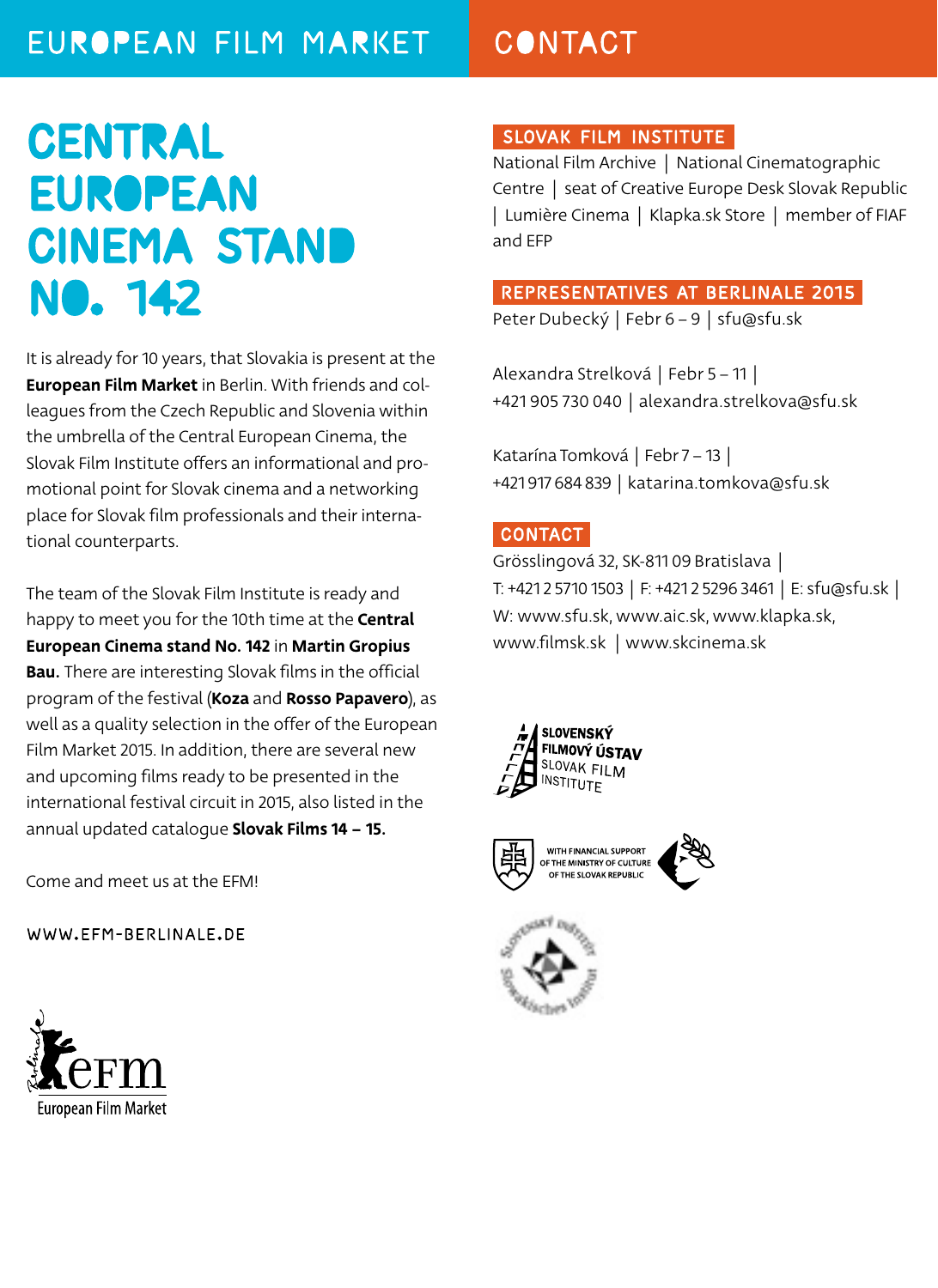# CENTRAL EUROPEAN CINEMA STAND NO. 142

It is already for 10 years, that Slovakia is present at the **European Film Market** in Berlin. With friends and colleagues from the Czech Republic and Slovenia within the umbrella of the Central European Cinema, the Slovak Film Institute offers an informational and promotional point for Slovak cinema and a networking place for Slovak film professionals and their international counterparts.

The team of the Slovak Film Institute is ready and happy to meet you for the 10th time at the **Central European Cinema stand No. 142** in **Martin Gropius Bau.** There are interesting Slovak films in the official program of the festival (**Koza** and **Rosso Papavero**), as well as a quality selection in the offer of the European Film Market 2015. In addition, there are several new and upcoming films ready to be presented in the international festival circuit in 2015, also listed in the annual updated catalogue **Slovak Films 14 – 15.**

Come and meet us at the EFM!

WWW.EFM-BERLINALE.DE

## SLOVAK FILM INSTITUTE

National Film Archive | National Cinematographic Centre | seat of Creative Europe Desk Slovak Republic | Lumière Cinema | Klapka.sk Store | member of FIAF and EFP

## REPRESENTATIVES AT BERLINALE 2015

Peter Dubecký | Febr 6 – 9 | sfu@sfu.sk

Alexandra Strelková | Febr 5 – 11 | +421 905 730 040 | alexandra.strelkova@sfu.sk

Katarína Tomková | Febr 7 – 13 | +421 917 684 839 | katarina.tomkova@sfu.sk

## CONTACT

Grösslingová 32, SK-811 09 Bratislava | T: +421 2 5710 1503 | F: +421 2 5296 3461 | E: sfu@sfu.sk | W: www.sfu.sk, www.aic.sk, www.klapka.sk, www.filmsk.sk | www.skcinema.sk

SLOVENSKÝ FILMOVÝ ÚSTAV SLOVAK FILM INSTITUTE

WITH FINANCIAL SUPPORT OF THE MINISTRY OF CULTURE OF THE SLOVAK REPUBLIC